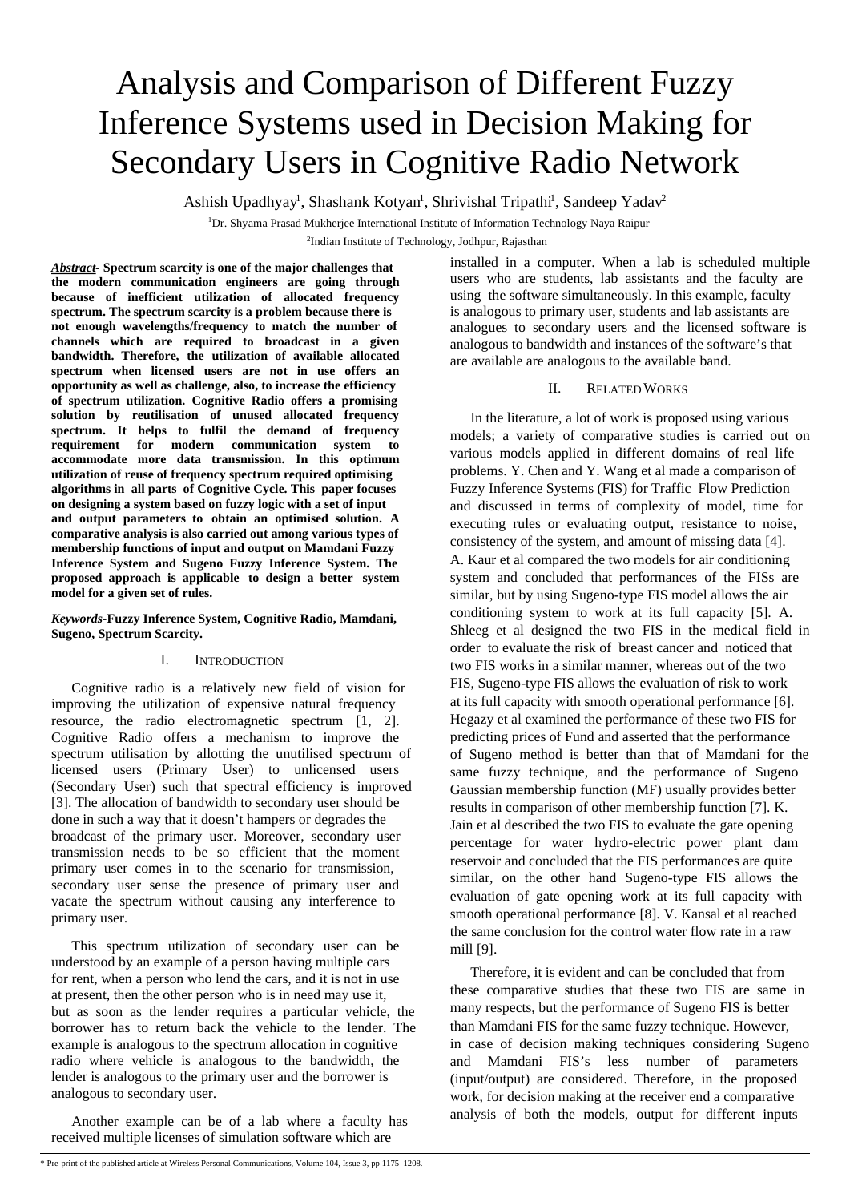# Analysis and Comparison of Different Fuzzy Inference Systems used in Decision Making for Secondary Users in Cognitive Radio Network

Ashish Upadhyay[1], Shashank Kotyan[1], Shrivishal Tripathi[1], Sandeep Yadav[2]

[1]Dr. Shyama Prasad Mukherjee International Institute of Information Technology Naya Raipur

[2]Indian Institute of Technology, Jodhpur, Rajasthan

***Abstract*- Spectrum scarcity is one of the major challenges that the modern communication engineers are going through because of inefficient utilization of allocated frequency spectrum. The spectrum scarcity is a problem because there is not enough wavelengths/frequency to match the number of channels which are required to broadcast in a given bandwidth. Therefore, the utilization of available allocated spectrum when licensed users are not in use offers an opportunity as well as challenge, also, to increase the efficiency of spectrum utilization. Cognitive Radio offers a promising solution by reutilisation of unused allocated frequency spectrum. It helps to fulfil the demand of frequency requirement for modern communication system to accommodate more data transmission. In this optimum utilization of reuse of frequency spectrum required optimising algorithms in all parts of Cognitive Cycle. This paper focuses on designing a system based on fuzzy logic with a set of input and output parameters to obtain an optimised solution. A comparative analysis is also carried out among various types of membership functions of input and output on Mamdani Fuzzy Inference System and Sugeno Fuzzy Inference System. The proposed approach is applicable to design a better system model for a given set of rules.**

***Keywords*-Fuzzy Inference System, Cognitive Radio, Mamdani, Sugeno, Spectrum Scarcity.**

## I. Introduction

Cognitive radio is a relatively new field of vision for improving the utilization of expensive natural frequency resource, the radio electromagnetic spectrum [1, 2]. Cognitive Radio offers a mechanism to improve the spectrum utilisation by allotting the unutilised spectrum of licensed users (Primary User) to unlicensed users (Secondary User) such that spectral efficiency is improved [3]. The allocation of bandwidth to secondary user should be done in such a way that it doesn't hampers or degrades the broadcast of the primary user. Moreover, secondary user transmission needs to be so efficient that the moment primary user comes in to the scenario for transmission, secondary user sense the presence of primary user and vacate the spectrum without causing any interference to primary user.

This spectrum utilization of secondary user can be understood by an example of a person having multiple cars for rent, when a person who lend the cars, and it is not in use at present, then the other person who is in need may use it, but as soon as the lender requires a particular vehicle, the borrower has to return back the vehicle to the lender. The example is analogous to the spectrum allocation in cognitive radio where vehicle is analogous to the bandwidth, the lender is analogous to the primary user and the borrower is analogous to secondary user.

Another example can be of a lab where a faculty has received multiple licenses of simulation software which are installed in a computer. When a lab is scheduled multiple users who are students, lab assistants and the faculty are using the software simultaneously. In this example, faculty is analogous to primary user, students and lab assistants are analogues to secondary users and the licensed software is analogous to bandwidth and instances of the software's that are available are analogous to the available band.

## II. Related Works

In the literature, a lot of work is proposed using various models; a variety of comparative studies is carried out on various models applied in different domains of real life problems. Y. Chen and Y. Wang et al made a comparison of Fuzzy Inference Systems (FIS) for Traffic Flow Prediction and discussed in terms of complexity of model, time for executing rules or evaluating output, resistance to noise, consistency of the system, and amount of missing data [4]. A. Kaur et al compared the two models for air conditioning system and concluded that performances of the FISs are similar, but by using Sugeno-type FIS model allows the air conditioning system to work at its full capacity [5]. A. Shleeg et al designed the two FIS in the medical field in order to evaluate the risk of breast cancer and noticed that two FIS works in a similar manner, whereas out of the two FIS, Sugeno-type FIS allows the evaluation of risk to work at its full capacity with smooth operational performance [6]. Hegazy et al examined the performance of these two FIS for predicting prices of Fund and asserted that the performance of Sugeno method is better than that of Mamdani for the same fuzzy technique, and the performance of Sugeno Gaussian membership function (MF) usually provides better results in comparison of other membership function [7]. K. Jain et al described the two FIS to evaluate the gate opening percentage for water hydro-electric power plant dam reservoir and concluded that the FIS performances are quite similar, on the other hand Sugeno-type FIS allows the evaluation of gate opening work at its full capacity with smooth operational performance [8]. V. Kansal et al reached the same conclusion for the control water flow rate in a raw mill [9].

Therefore, it is evident and can be concluded that from these comparative studies that these two FIS are same in many respects, but the performance of Sugeno FIS is better than Mamdani FIS for the same fuzzy technique. However, in case of decision making techniques considering Sugeno and Mamdani FIS's less number of parameters (input/output) are considered. Therefore, in the proposed work, for decision making at the receiver end a comparative analysis of both the models, output for different inputs

* Pre-print of the published article at Wireless Personal Communications, Volume 104, Issue 3, pp 1175–1208.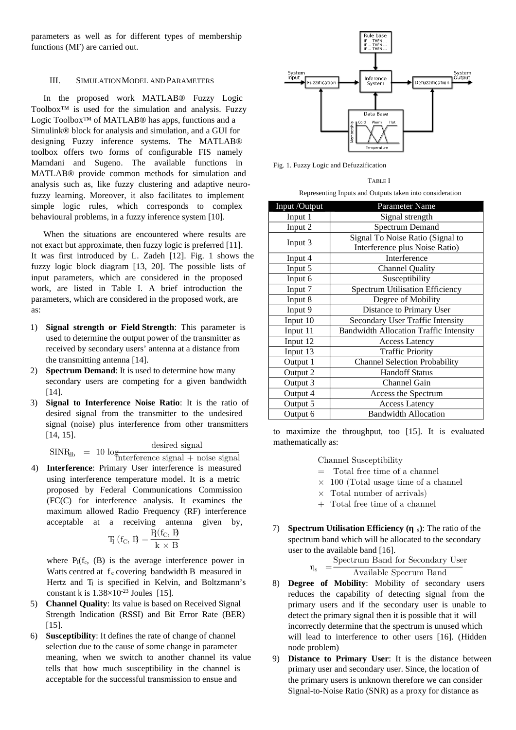parameters as well as for different types of membership functions (MF) are carried out.

## III. Simulation Model and Parameters

In the proposed work MATLAB® Fuzzy Logic Toolbox™ is used for the simulation and analysis. Fuzzy Logic Toolbox™ of MATLAB® has apps, functions and a Simulink® block for analysis and simulation, and a GUI for designing Fuzzy inference systems. The MATLAB® toolbox offers two forms of configurable FIS namely Mamdani and Sugeno. The available functions in MATLAB® provide common methods for simulation and analysis such as, like fuzzy clustering and adaptive neuro-fuzzy learning. Moreover, it also facilitates to implement simple logic rules, which corresponds to complex behavioural problems, in a fuzzy inference system [10].

When the situations are encountered where results are not exact but approximate, then fuzzy logic is preferred [11]. It was first introduced by L. Zadeh [12]. Fig. 1 shows the fuzzy logic block diagram [13, 20]. The possible lists of input parameters, which are considered in the proposed work, are listed in Table I. A brief introduction the parameters, which are considered in the proposed work, are as:

1) **Signal strength or Field Strength**: This parameter is used to determine the output power of the transmitter as received by secondary users' antenna at a distance from the transmitting antenna [14].
2) **Spectrum Demand**: It is used to determine how many secondary users are competing for a given bandwidth [14].
3) **Signal to Interference Noise Ratio**: It is the ratio of desired signal from the transmitter to the undesired signal (noise) plus interference from other transmitters [14, 15].

$$\mathrm{SINR_{db}} = 10 \log \frac{\text{desired signal}}{\text{interference signal} + \text{noise signal}}$$

4) **Interference**: Primary User interference is measured using interference temperature model. It is a metric proposed by Federal Communications Commission (FC(C) for interference analysis. It examines the maximum allowed Radio Frequency (RF) interference acceptable at a receiving antenna given by,

$$T_I\,(f_C, B) = \frac{P_I(f_C, B)}{k \times B}$$

where $P_I(f_c$, (B) is the average interference power in Watts centred at $f_c$ covering bandwidth B measured in Hertz and $T_I$ is specified in Kelvin, and Boltzmann's constant k is $1.38\times10^{-23}$ Joules [15].

5) **Channel Quality**: Its value is based on Received Signal Strength Indication (RSSI) and Bit Error Rate (BER) [15].
6) **Susceptibility**: It defines the rate of change of channel selection due to the cause of some change in parameter meaning, when we switch to another channel its value tells that how much susceptibility in the channel is acceptable for the successful transmission to ensue and to maximize the throughput, too [15]. It is evaluated mathematically as:

$$\begin{aligned}
&\text{Channel Susceptibility} \\
&= \text{ Total free time of a channel} \\
&\times\ 100\ (\text{Total usage time of a channel} \\
&\times\ \text{Total number of arrivals}) \\
&+\ \text{Total free time of a channel}
\end{aligned}$$

7) **Spectrum Utilisation Efficiency ($\eta_s$)**: The ratio of the spectrum band which will be allocated to the secondary user to the available band [16].

$$\eta_s = \frac{\text{Spectrum Band for Secondary User}}{\text{Available Specrum Band}}$$

8) **Degree of Mobility**: Mobility of secondary users reduces the capability of detecting signal from the primary users and if the secondary user is unable to detect the primary signal then it is possible that it will incorrectly determine that the spectrum is unused which will lead to interference to other users [16]. (Hidden node problem)
9) **Distance to Primary User**: It is the distance between primary user and secondary user. Since, the location of the primary users is unknown therefore we can consider Signal-to-Noise Ratio (SNR) as a proxy for distance as

Fig. 1. Fuzzy Logic and Defuzzification

TABLE I

Representing Inputs and Outputs taken into consideration

| Input /Output | Parameter Name |
|---|---|
| Input 1 | Signal strength |
| Input 2 | Spectrum Demand |
| Input 3 | Signal To Noise Ratio (Signal to Interference plus Noise Ratio) |
| Input 4 | Interference |
| Input 5 | Channel Quality |
| Input 6 | Susceptibility |
| Input 7 | Spectrum Utilisation Efficiency |
| Input 8 | Degree of Mobility |
| Input 9 | Distance to Primary User |
| Input 10 | Secondary User Traffic Intensity |
| Input 11 | Bandwidth Allocation Traffic Intensity |
| Input 12 | Access Latency |
| Input 13 | Traffic Priority |
| Output 1 | Channel Selection Probability |
| Output 2 | Handoff Status |
| Output 3 | Channel Gain |
| Output 4 | Access the Spectrum |
| Output 5 | Access Latency |
| Output 6 | Bandwidth Allocation |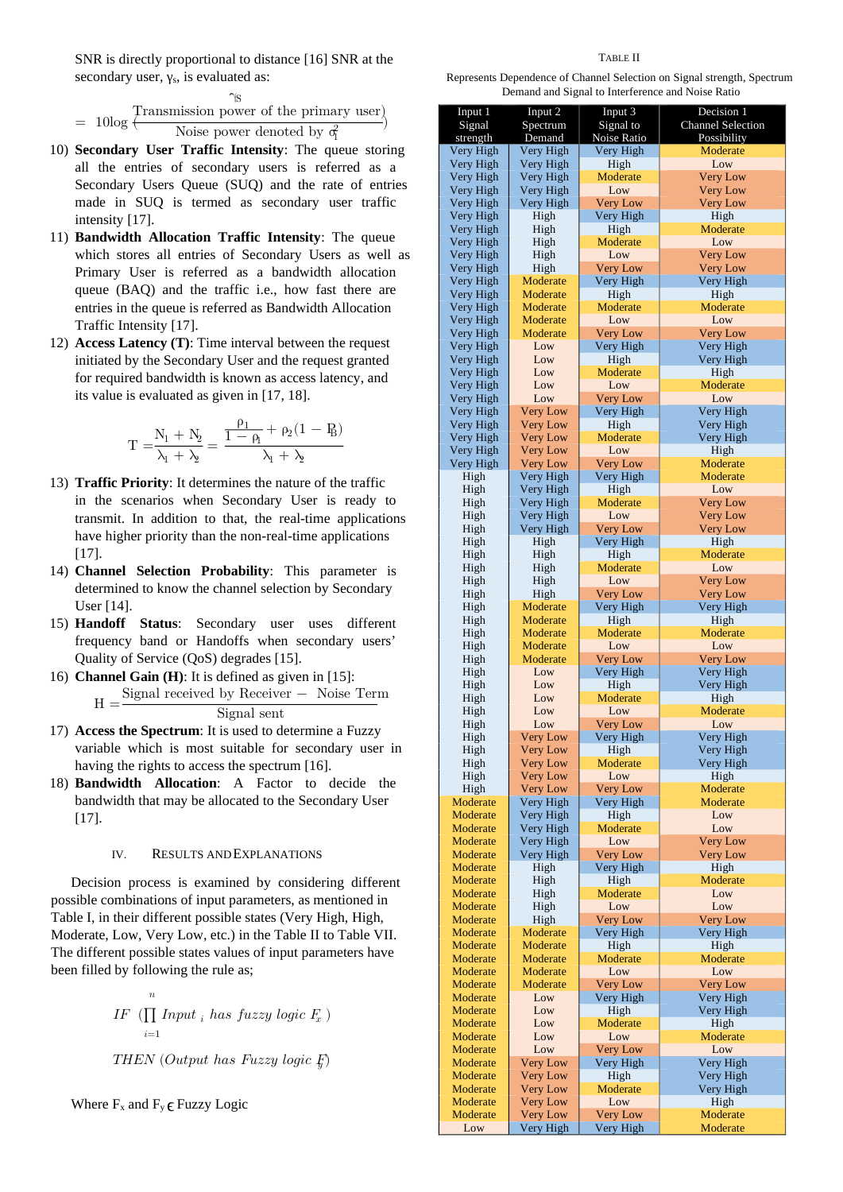SNR is directly proportional to distance [16] SNR at the secondary user, $\gamma_s$, is evaluated as:

$$\gamma_S = 10\log\left(\frac{\text{Transmission power of the primary user}}{\text{Noise power denoted by } \sigma_i^2}\right)$$

10) **Secondary User Traffic Intensity**: The queue storing all the entries of secondary users is referred as a Secondary Users Queue (SUQ) and the rate of entries made in SUQ is termed as secondary user traffic intensity [17].
11) **Bandwidth Allocation Traffic Intensity**: The queue which stores all entries of Secondary Users as well as Primary User is referred as a bandwidth allocation queue (BAQ) and the traffic i.e., how fast there are entries in the queue is referred as Bandwidth Allocation Traffic Intensity [17].
12) **Access Latency (T)**: Time interval between the request initiated by the Secondary User and the request granted for required bandwidth is known as access latency, and its value is evaluated as given in [17, 18].

$$T = \frac{N_1 + N_2}{\lambda_1 + \lambda_2} = \frac{\frac{\rho_1}{1-\rho_1} + \rho_2(1 - P_B)}{\lambda_1 + \lambda_2}$$

13) **Traffic Priority**: It determines the nature of the traffic in the scenarios when Secondary User is ready to transmit. In addition to that, the real-time applications have higher priority than the non-real-time applications [17].
14) **Channel Selection Probability**: This parameter is determined to know the channel selection by Secondary User [14].
15) **Handoff Status**: Secondary user uses different frequency band or Handoffs when secondary users' Quality of Service (QoS) degrades [15].
16) **Channel Gain (H)**: It is defined as given in [15]:

$$H = \frac{\text{Signal received by Receiver} - \text{Noise Term}}{\text{Signal sent}}$$

17) **Access the Spectrum**: It is used to determine a Fuzzy variable which is most suitable for secondary user in having the rights to access the spectrum [16].
18) **Bandwidth Allocation**: A Factor to decide the bandwidth that may be allocated to the Secondary User [17].

## IV. Results and Explanations

Decision process is examined by considering different possible combinations of input parameters, as mentioned in Table I, in their different possible states (Very High, High, Moderate, Low, Very Low, etc.) in the Table II to Table VII. The different possible states values of input parameters have been filled by following the rule as;

$$IF\ \left(\prod_{i=1}^{n} Input_i \text{ has fuzzy logic } F_x\right)$$

$$THEN\ (Output \text{ has Fuzzy logic } F_y)$$

Where $F_x$ and $F_y \in$ Fuzzy Logic

Table II

Represents Dependence of Channel Selection on Signal strength, Spectrum Demand and Signal to Interference and Noise Ratio

| Input 1 Signal strength | Input 2 Spectrum Demand | Input 3 Signal to Noise Ratio | Decision 1 Channel Selection Possibility |
|---|---|---|---|
| Very High | Very High | Very High | Moderate |
| Very High | Very High | High | Low |
| Very High | Very High | Moderate | Very Low |
| Very High | Very High | Low | Very Low |
| Very High | Very High | Very Low | Very Low |
| Very High | High | Very High | High |
| Very High | High | High | Moderate |
| Very High | High | Moderate | Low |
| Very High | High | Low | Very Low |
| Very High | High | Very Low | Very Low |
| Very High | Moderate | Very High | Very High |
| Very High | Moderate | High | High |
| Very High | Moderate | Moderate | Moderate |
| Very High | Moderate | Low | Low |
| Very High | Moderate | Very Low | Very Low |
| Very High | Low | Very High | Very High |
| Very High | Low | High | Very High |
| Very High | Low | Moderate | High |
| Very High | Low | Low | Moderate |
| Very High | Low | Very Low | Low |
| Very High | Very Low | Very High | Very High |
| Very High | Very Low | High | Very High |
| Very High | Very Low | Moderate | Very High |
| Very High | Very Low | Low | High |
| Very High | Very Low | Very Low | Moderate |
| High | Very High | Very High | Moderate |
| High | Very High | High | Low |
| High | Very High | Moderate | Very Low |
| High | Very High | Low | Very Low |
| High | Very High | Very Low | Very Low |
| High | High | Very High | High |
| High | High | High | Moderate |
| High | High | Moderate | Low |
| High | High | Low | Very Low |
| High | High | Very Low | Very Low |
| High | Moderate | Very High | Very High |
| High | Moderate | High | High |
| High | Moderate | Moderate | Moderate |
| High | Moderate | Low | Low |
| High | Moderate | Very Low | Very Low |
| High | Low | Very High | Very High |
| High | Low | High | Very High |
| High | Low | Moderate | High |
| High | Low | Low | Moderate |
| High | Low | Very Low | Low |
| High | Very Low | Very High | Very High |
| High | Very Low | High | Very High |
| High | Very Low | Moderate | Very High |
| High | Very Low | Low | High |
| High | Very Low | Very Low | Moderate |
| Moderate | Very High | Very High | Moderate |
| Moderate | Very High | High | Low |
| Moderate | Very High | Moderate | Low |
| Moderate | Very High | Low | Very Low |
| Moderate | Very High | Very Low | Very Low |
| Moderate | High | Very High | High |
| Moderate | High | High | Moderate |
| Moderate | High | Moderate | Low |
| Moderate | High | Low | Low |
| Moderate | High | Very Low | Very Low |
| Moderate | Moderate | Very High | Very High |
| Moderate | Moderate | High | High |
| Moderate | Moderate | Moderate | Moderate |
| Moderate | Moderate | Low | Low |
| Moderate | Moderate | Very Low | Very Low |
| Moderate | Low | Very High | Very High |
| Moderate | Low | High | Very High |
| Moderate | Low | Moderate | High |
| Moderate | Low | Low | Moderate |
| Moderate | Low | Very Low | Low |
| Moderate | Very Low | Very High | Very High |
| Moderate | Very Low | High | Very High |
| Moderate | Very Low | Moderate | Very High |
| Moderate | Very Low | Low | High |
| Moderate | Very Low | Very Low | Moderate |
| Low | Very High | Very High | Moderate |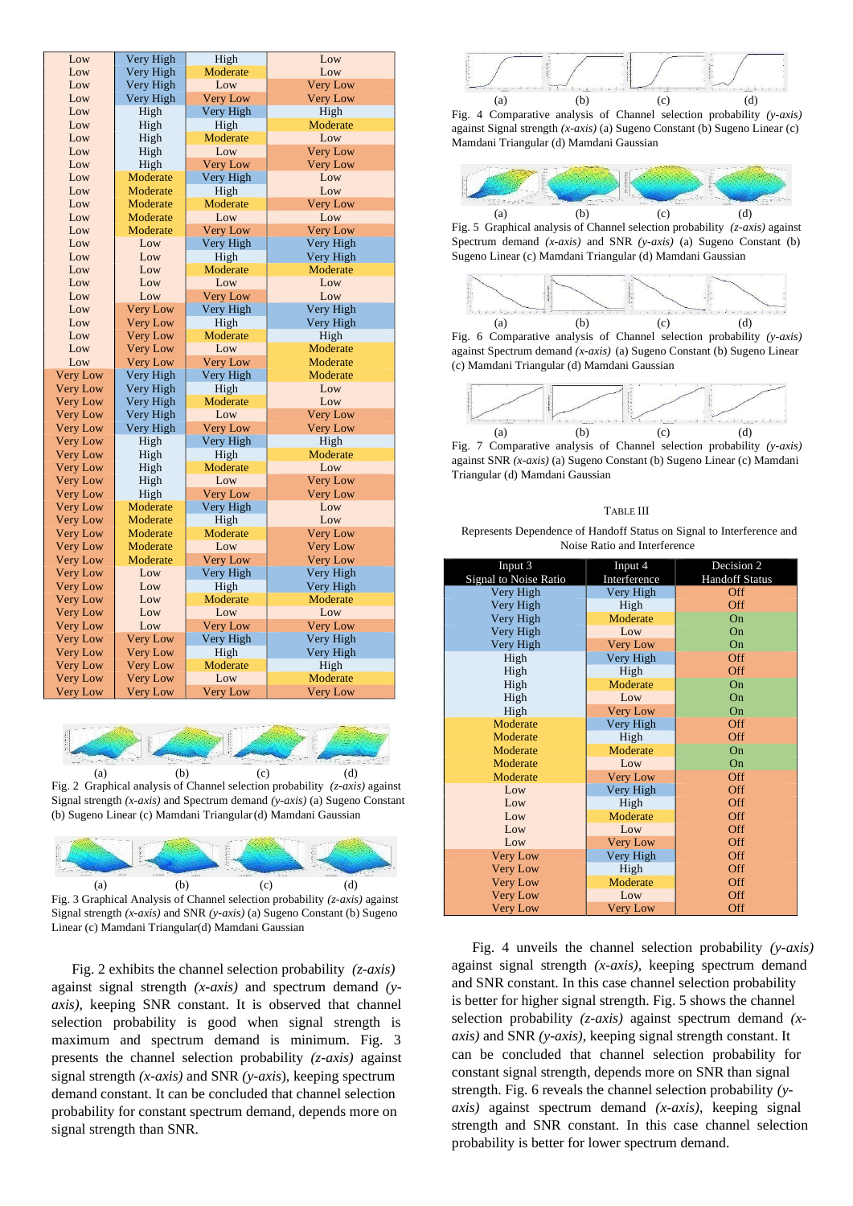| | | | |
|---|---|---|---|
| Low | Very High | High | Low |
| Low | Very High | Moderate | Low |
| Low | Very High | Low | Very Low |
| Low | Very High | Very Low | Very Low |
| Low | High | Very High | High |
| Low | High | High | Moderate |
| Low | High | Moderate | Low |
| Low | High | Low | Very Low |
| Low | High | Very Low | Very Low |
| Low | Moderate | Very High | Low |
| Low | Moderate | High | Low |
| Low | Moderate | Moderate | Very Low |
| Low | Moderate | Low | Low |
| Low | Moderate | Very Low | Very Low |
| Low | Low | Very High | Very High |
| Low | Low | High | Very High |
| Low | Low | Moderate | Moderate |
| Low | Low | Low | Low |
| Low | Low | Very Low | Low |
| Low | Very Low | Very High | Very High |
| Low | Very Low | High | Very High |
| Low | Very Low | Moderate | High |
| Low | Very Low | Low | Moderate |
| Low | Very Low | Very Low | Moderate |
| Very Low | Very High | Very High | Moderate |
| Very Low | Very High | High | Low |
| Very Low | Very High | Moderate | Low |
| Very Low | Very High | Low | Very Low |
| Very Low | Very High | Very Low | Very Low |
| Very Low | High | Very High | High |
| Very Low | High | High | Moderate |
| Very Low | High | Moderate | Low |
| Very Low | High | Low | Very Low |
| Very Low | High | Very Low | Very Low |
| Very Low | Moderate | Very High | Low |
| Very Low | Moderate | High | Low |
| Very Low | Moderate | Moderate | Very Low |
| Very Low | Moderate | Low | Very Low |
| Very Low | Moderate | Very Low | Very Low |
| Very Low | Low | Very High | Very High |
| Very Low | Low | High | Very High |
| Very Low | Low | Moderate | Moderate |
| Very Low | Low | Low | Low |
| Very Low | Low | Very Low | Very Low |
| Very Low | Very Low | Very High | Very High |
| Very Low | Very Low | High | Very High |
| Very Low | Very Low | Moderate | High |
| Very Low | Very Low | Low | Moderate |
| Very Low | Very Low | Very Low | Very Low |

(a) (b) (c) (d)

Fig. 2 Graphical analysis of Channel selection probability *(z-axis)* against Signal strength *(x-axis)* and Spectrum demand *(y-axis)* (a) Sugeno Constant (b) Sugeno Linear (c) Mamdani Triangular (d) Mamdani Gaussian

(a) (b) (c) (d)

Fig. 3 Graphical Analysis of Channel selection probability *(z-axis)* against Signal strength *(x-axis)* and SNR *(y-axis)* (a) Sugeno Constant (b) Sugeno Linear (c) Mamdani Triangular(d) Mamdani Gaussian

Fig. 2 exhibits the channel selection probability *(z-axis)* against signal strength *(x-axis)* and spectrum demand *(y-axis)*, keeping SNR constant. It is observed that channel selection probability is good when signal strength is maximum and spectrum demand is minimum. Fig. 3 presents the channel selection probability *(z-axis)* against signal strength *(x-axis)* and SNR *(y-axis)*, keeping spectrum demand constant. It can be concluded that channel selection probability for constant spectrum demand, depends more on signal strength than SNR.

(a) (b) (c) (d)

Fig. 4 Comparative analysis of Channel selection probability *(y-axis)* against Signal strength *(x-axis)* (a) Sugeno Constant (b) Sugeno Linear (c) Mamdani Triangular (d) Mamdani Gaussian

(a) (b) (c) (d)

Fig. 5 Graphical analysis of Channel selection probability *(z-axis)* against Spectrum demand *(x-axis)* and SNR *(y-axis)* (a) Sugeno Constant (b) Sugeno Linear (c) Mamdani Triangular (d) Mamdani Gaussian

(a) (b) (c) (d)

Fig. 6 Comparative analysis of Channel selection probability *(y-axis)* against Spectrum demand *(x-axis)* (a) Sugeno Constant (b) Sugeno Linear (c) Mamdani Triangular (d) Mamdani Gaussian

(a) (b) (c) (d)

Fig. 7 Comparative analysis of Channel selection probability *(y-axis)* against SNR *(x-axis)* (a) Sugeno Constant (b) Sugeno Linear (c) Mamdani Triangular (d) Mamdani Gaussian

TABLE III

Represents Dependence of Handoff Status on Signal to Interference and Noise Ratio and Interference

| Input 3 Signal to Noise Ratio | Input 4 Interference | Decision 2 Handoff Status |
|---|---|---|
| Very High | Very High | Off |
| Very High | High | Off |
| Very High | Moderate | On |
| Very High | Low | On |
| Very High | Very Low | On |
| High | Very High | Off |
| High | High | Off |
| High | Moderate | On |
| High | Low | On |
| High | Very Low | On |
| Moderate | Very High | Off |
| Moderate | High | Off |
| Moderate | Moderate | On |
| Moderate | Low | On |
| Moderate | Very Low | Off |
| Low | Very High | Off |
| Low | High | Off |
| Low | Moderate | Off |
| Low | Low | Off |
| Low | Very Low | Off |
| Very Low | Very High | Off |
| Very Low | High | Off |
| Very Low | Moderate | Off |
| Very Low | Low | Off |
| Very Low | Very Low | Off |

Fig. 4 unveils the channel selection probability *(y-axis)* against signal strength *(x-axis)*, keeping spectrum demand and SNR constant. In this case channel selection probability is better for higher signal strength. Fig. 5 shows the channel selection probability *(z-axis)* against spectrum demand *(x-axis)* and SNR *(y-axis)*, keeping signal strength constant. It can be concluded that channel selection probability for constant signal strength, depends more on SNR than signal strength. Fig. 6 reveals the channel selection probability *(y-axis)* against spectrum demand *(x-axis)*, keeping signal strength and SNR constant. In this case channel selection probability is better for lower spectrum demand.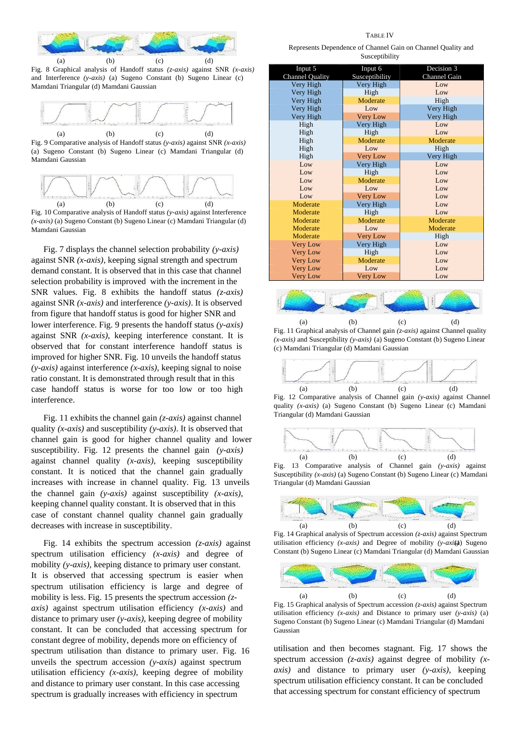Fig. 8 Graphical analysis of Handoff status *(z-axis)* against SNR *(x-axis)* and Interference *(y-axis)* (a) Sugeno Constant (b) Sugeno Linear (c) Mamdani Triangular (d) Mamdani Gaussian

Fig. 9 Comparative analysis of Handoff status *(y-axis)* against SNR *(x-axis)* (a) Sugeno Constant (b) Sugeno Linear (c) Mamdani Triangular (d) Mamdani Gaussian

Fig. 10 Comparative analysis of Handoff status *(y-axis)* against Interference *(x-axis)* (a) Sugeno Constant (b) Sugeno Linear (c) Mamdani Triangular (d) Mamdani Gaussian

Fig. 7 displays the channel selection probability *(y-axis)* against SNR *(x-axis)*, keeping signal strength and spectrum demand constant. It is observed in this case that channel selection probability is improved with the increment in the SNR values. Fig. 8 exhibits the handoff status *(z-axis)* against SNR *(x-axis)* and interference *(y-axis)*. It is observed from figure that handoff status is good for higher SNR and lower interference. Fig. 9 presents the handoff status *(y-axis)* against SNR *(x-axis)*, keeping interference constant. It is observed that for constant interference handoff status is improved for higher SNR. Fig. 10 unveils the handoff status *(y-axis)* against interference *(x-axis)*, keeping signal to noise ratio constant. It is demonstrated through result that in this case handoff status is worse for too low or too high interference.

Fig. 11 exhibits the channel gain *(z-axis)* against channel quality *(x-axis)* and susceptibility *(y-axis)*. It is observed that channel gain is good for higher channel quality and lower susceptibility. Fig. 12 presents the channel gain *(y-axis)* against channel quality *(x-axis)*, keeping susceptibility constant. It is noticed that the channel gain gradually increases with increase in channel quality. Fig. 13 unveils the channel gain *(y-axis)* against susceptibility *(x-axis)*, keeping channel quality constant. It is observed that in this case of constant channel quality channel gain gradually decreases with increase in susceptibility.

Fig. 14 exhibits the spectrum accession *(z-axis)* against spectrum utilisation efficiency *(x-axis)* and degree of mobility *(y-axis)*, keeping distance to primary user constant. It is observed that accessing spectrum is easier when spectrum utilisation efficiency is large and degree of mobility is less. Fig. 15 presents the spectrum accession *(z-axis)* against spectrum utilisation efficiency *(x-axis)* and distance to primary user *(y-axis)*, keeping degree of mobility constant. It can be concluded that accessing spectrum for constant degree of mobility, depends more on efficiency of spectrum utilisation than distance to primary user. Fig. 16 unveils the spectrum accession *(y-axis)* against spectrum utilisation efficiency *(x-axis)*, keeping degree of mobility and distance to primary user constant. In this case accessing spectrum is gradually increases with efficiency in spectrum utilisation and then becomes stagnant. Fig. 17 shows the spectrum accession *(z-axis)* against degree of mobility *(x-axis)* and distance to primary user *(y-axis)*, keeping spectrum utilisation efficiency constant. It can be concluded that accessing spectrum for constant efficiency of spectrum

TABLE IV

Represents Dependence of Channel Gain on Channel Quality and Susceptibility

| Input 5 Channel Quality | Input 6 Susceptibility | Decision 3 Channel Gain |
|---|---|---|
| Very High | Very High | Low |
| Very High | High | Low |
| Very High | Moderate | High |
| Very High | Low | Very High |
| Very High | Very Low | Very High |
| High | Very High | Low |
| High | High | Low |
| High | Moderate | Moderate |
| High | Low | High |
| High | Very Low | Very High |
| Low | Very High | Low |
| Low | High | Low |
| Low | Moderate | Low |
| Low | Low | Low |
| Low | Very Low | Low |
| Moderate | Very High | Low |
| Moderate | High | Low |
| Moderate | Moderate | Moderate |
| Moderate | Low | Moderate |
| Moderate | Very Low | High |
| Very Low | Very High | Low |
| Very Low | High | Low |
| Very Low | Moderate | Low |
| Very Low | Low | Low |
| Very Low | Very Low | Low |

Fig. 11 Graphical analysis of Channel gain *(z-axis)* against Channel quality *(x-axis)* and Susceptibility *(y-axis)* (a) Sugeno Constant (b) Sugeno Linear (c) Mamdani Triangular (d) Mamdani Gaussian

Fig. 12 Comparative analysis of Channel gain *(y-axis)* against Channel quality *(x-axis)* (a) Sugeno Constant (b) Sugeno Linear (c) Mamdani Triangular (d) Mamdani Gaussian

Fig. 13 Comparative analysis of Channel gain *(y-axis)* against Susceptibility *(x-axis)* (a) Sugeno Constant (b) Sugeno Linear (c) Mamdani Triangular (d) Mamdani Gaussian

Fig. 14 Graphical analysis of Spectrum accession *(z-axis)* against Spectrum utilisation efficiency *(x-axis)* and Degree of mobility *(y-axis)* (a) Sugeno Constant (b) Sugeno Linear (c) Mamdani Triangular (d) Mamdani Gaussian

Fig. 15 Graphical analysis of Spectrum accession *(z-axis)* against Spectrum utilisation efficiency *(x-axis)* and Distance to primary user *(y-axis)* (a) Sugeno Constant (b) Sugeno Linear (c) Mamdani Triangular (d) Mamdani Gaussian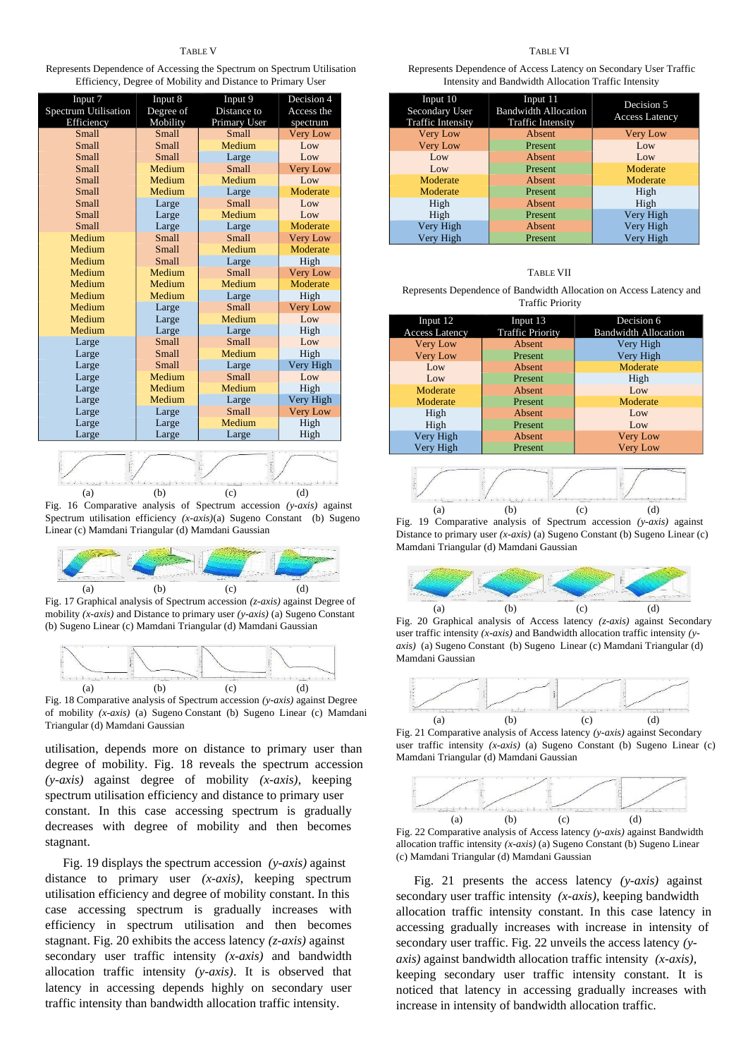TABLE V

Represents Dependence of Accessing the Spectrum on Spectrum Utilisation Efficiency, Degree of Mobility and Distance to Primary User

| Input 7 Spectrum Utilisation Efficiency | Input 8 Degree of Mobility | Input 9 Distance to Primary User | Decision 4 Access the spectrum |
|---|---|---|---|
| Small | Small | Small | Very Low |
| Small | Small | Medium | Low |
| Small | Small | Large | Low |
| Small | Medium | Small | Very Low |
| Small | Medium | Medium | Low |
| Small | Medium | Large | Moderate |
| Small | Large | Small | Low |
| Small | Large | Medium | Low |
| Small | Large | Large | Moderate |
| Medium | Small | Small | Very Low |
| Medium | Small | Medium | Moderate |
| Medium | Small | Large | High |
| Medium | Medium | Small | Very Low |
| Medium | Medium | Medium | Moderate |
| Medium | Medium | Large | High |
| Medium | Large | Small | Very Low |
| Medium | Large | Medium | Low |
| Medium | Large | Large | High |
| Large | Small | Small | Low |
| Large | Small | Medium | High |
| Large | Small | Large | Very High |
| Large | Medium | Small | Low |
| Large | Medium | Medium | High |
| Large | Medium | Large | Very High |
| Large | Large | Small | Very Low |
| Large | Large | Medium | High |
| Large | Large | Large | High |

(a) (b) (c) (d)

Fig. 16 Comparative analysis of Spectrum accession *(y-axis)* against Spectrum utilisation efficiency *(x-axis)*(a) Sugeno Constant (b) Sugeno Linear (c) Mamdani Triangular (d) Mamdani Gaussian

(a) (b) (c) (d)

Fig. 17 Graphical analysis of Spectrum accession *(z-axis)* against Degree of mobility *(x-axis)* and Distance to primary user *(y-axis)* (a) Sugeno Constant (b) Sugeno Linear (c) Mamdani Triangular (d) Mamdani Gaussian

(a) (b) (c) (d)

Fig. 18 Comparative analysis of Spectrum accession *(y-axis)* against Degree of mobility *(x-axis)* (a) Sugeno Constant (b) Sugeno Linear (c) Mamdani Triangular (d) Mamdani Gaussian

utilisation, depends more on distance to primary user than degree of mobility. Fig. 18 reveals the spectrum accession *(y-axis)* against degree of mobility *(x-axis)*, keeping spectrum utilisation efficiency and distance to primary user constant. In this case accessing spectrum is gradually decreases with degree of mobility and then becomes stagnant.

Fig. 19 displays the spectrum accession *(y-axis)* against distance to primary user *(x-axis)*, keeping spectrum utilisation efficiency and degree of mobility constant. In this case accessing spectrum is gradually increases with efficiency in spectrum utilisation and then becomes stagnant. Fig. 20 exhibits the access latency *(z-axis)* against secondary user traffic intensity *(x-axis)* and bandwidth allocation traffic intensity *(y-axis)*. It is observed that latency in accessing depends highly on secondary user traffic intensity than bandwidth allocation traffic intensity.

TABLE VI

Represents Dependence of Access Latency on Secondary User Traffic Intensity and Bandwidth Allocation Traffic Intensity

| Input 10 Secondary User Traffic Intensity | Input 11 Bandwidth Allocation Traffic Intensity | Decision 5 Access Latency |
|---|---|---|
| Very Low | Absent | Very Low |
| Very Low | Present | Low |
| Low | Absent | Low |
| Low | Present | Moderate |
| Moderate | Absent | Moderate |
| Moderate | Present | High |
| High | Absent | High |
| High | Present | Very High |
| Very High | Absent | Very High |
| Very High | Present | Very High |

TABLE VII

Represents Dependence of Bandwidth Allocation on Access Latency and Traffic Priority

| Input 12 Access Latency | Input 13 Traffic Priority | Decision 6 Bandwidth Allocation |
|---|---|---|
| Very Low | Absent | Very High |
| Very Low | Present | Very High |
| Low | Absent | Moderate |
| Low | Present | High |
| Moderate | Absent | Low |
| Moderate | Present | Moderate |
| High | Absent | Low |
| High | Present | Low |
| Very High | Absent | Very Low |
| Very High | Present | Very Low |

(a) (b) (c) (d)

Fig. 19 Comparative analysis of Spectrum accession *(y-axis)* against Distance to primary user *(x-axis)* (a) Sugeno Constant (b) Sugeno Linear (c) Mamdani Triangular (d) Mamdani Gaussian

(a) (b) (c) (d)

Fig. 20 Graphical analysis of Access latency *(z-axis)* against Secondary user traffic intensity *(x-axis)* and Bandwidth allocation traffic intensity *(y-axis)* (a) Sugeno Constant (b) Sugeno Linear (c) Mamdani Triangular (d) Mamdani Gaussian

(a) (b) (c) (d)

Fig. 21 Comparative analysis of Access latency *(y-axis)* against Secondary user traffic intensity *(x-axis)* (a) Sugeno Constant (b) Sugeno Linear (c) Mamdani Triangular (d) Mamdani Gaussian

(a) (b) (c) (d)

Fig. 22 Comparative analysis of Access latency *(y-axis)* against Bandwidth allocation traffic intensity *(x-axis)* (a) Sugeno Constant (b) Sugeno Linear (c) Mamdani Triangular (d) Mamdani Gaussian

Fig. 21 presents the access latency *(y-axis)* against secondary user traffic intensity *(x-axis)*, keeping bandwidth allocation traffic intensity constant. In this case latency in accessing gradually increases with increase in intensity of secondary user traffic. Fig. 22 unveils the access latency *(y-axis)* against bandwidth allocation traffic intensity *(x-axis)*, keeping secondary user traffic intensity constant. It is noticed that latency in accessing gradually increases with increase in intensity of bandwidth allocation traffic.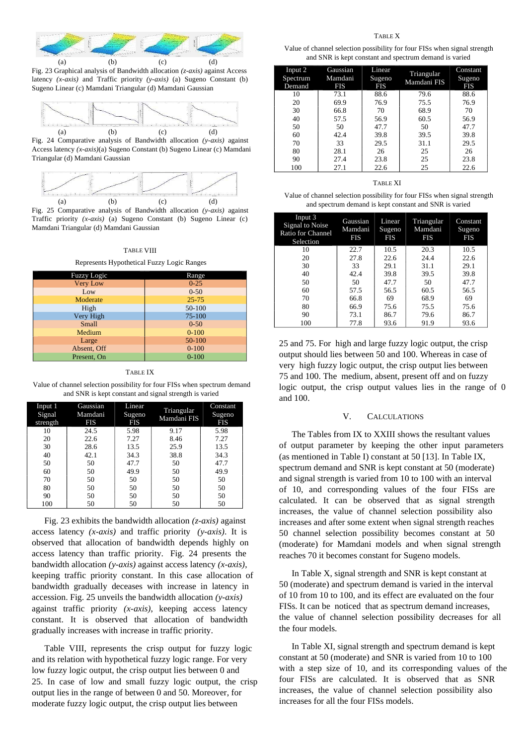(a) (b) (c) (d)

Fig. 23 Graphical analysis of Bandwidth allocation *(z-axis)* against Access latency *(x-axis)* and Traffic priority *(y-axis)* (a) Sugeno Constant (b) Sugeno Linear (c) Mamdani Triangular (d) Mamdani Gaussian

(a) (b) (c) (d)

Fig. 24 Comparative analysis of Bandwidth allocation *(y-axis)* against Access latency *(x-axis)*(a) Sugeno Constant (b) Sugeno Linear (c) Mamdani Triangular (d) Mamdani Gaussian

(a) (b) (c) (d)

Fig. 25 Comparative analysis of Bandwidth allocation *(y-axis)* against Traffic priority *(x-axis)* (a) Sugeno Constant (b) Sugeno Linear (c) Mamdani Triangular (d) Mamdani Gaussian

TABLE VIII

Represents Hypothetical Fuzzy Logic Ranges

| Fuzzy Logic | Range |
|---|---|
| Very Low | 0-25 |
| Low | 0-50 |
| Moderate | 25-75 |
| High | 50-100 |
| Very High | 75-100 |
| Small | 0-50 |
| Medium | 0-100 |
| Large | 50-100 |
| Absent, Off | 0-100 |
| Present, On | 0-100 |

TABLE IX

Value of channel selection possibility for four FISs when spectrum demand and SNR is kept constant and signal strength is varied

| Input 1 Signal strength | Gaussian Mamdani FIS | Linear Sugeno FIS | Triangular Mamdani FIS | Constant Sugeno FIS |
|---|---|---|---|---|
| 10 | 24.5 | 5.98 | 9.17 | 5.98 |
| 20 | 22.6 | 7.27 | 8.46 | 7.27 |
| 30 | 28.6 | 13.5 | 25.9 | 13.5 |
| 40 | 42.1 | 34.3 | 38.8 | 34.3 |
| 50 | 50 | 47.7 | 50 | 47.7 |
| 60 | 50 | 49.9 | 50 | 49.9 |
| 70 | 50 | 50 | 50 | 50 |
| 80 | 50 | 50 | 50 | 50 |
| 90 | 50 | 50 | 50 | 50 |
| 100 | 50 | 50 | 50 | 50 |

Fig. 23 exhibits the bandwidth allocation *(z-axis)* against access latency *(x-axis)* and traffic priority *(y-axis)*. It is observed that allocation of bandwidth depends highly on access latency than traffic priority. Fig. 24 presents the bandwidth allocation *(y-axis)* against access latency *(x-axis)*, keeping traffic priority constant. In this case allocation of bandwidth gradually deceases with increase in latency in accession. Fig. 25 unveils the bandwidth allocation *(y-axis)* against traffic priority *(x-axis)*, keeping access latency constant. It is observed that allocation of bandwidth gradually increases with increase in traffic priority.

Table VIII, represents the crisp output for fuzzy logic and its relation with hypothetical fuzzy logic range. For very low fuzzy logic output, the crisp output lies between 0 and 25. In case of low and small fuzzy logic output, the crisp output lies in the range of between 0 and 50. Moreover, for moderate fuzzy logic output, the crisp output lies between 25 and 75. For high and large fuzzy logic output, the crisp output should lies between 50 and 100. Whereas in case of very high fuzzy logic output, the crisp output lies between 75 and 100. The medium, absent, present off and on fuzzy logic output, the crisp output values lies in the range of 0 and 100.

TABLE X

Value of channel selection possibility for four FISs when signal strength and SNR is kept constant and spectrum demand is varied

| Input 2 Spectrum Demand | Gaussian Mamdani FIS | Linear Sugeno FIS | Triangular Mamdani FIS | Constant Sugeno FIS |
|---|---|---|---|---|
| 10 | 73.1 | 88.6 | 79.6 | 88.6 |
| 20 | 69.9 | 76.9 | 75.5 | 76.9 |
| 30 | 66.8 | 70 | 68.9 | 70 |
| 40 | 57.5 | 56.9 | 60.5 | 56.9 |
| 50 | 50 | 47.7 | 50 | 47.7 |
| 60 | 42.4 | 39.8 | 39.5 | 39.8 |
| 70 | 33 | 29.5 | 31.1 | 29.5 |
| 80 | 28.1 | 26 | 25 | 26 |
| 90 | 27.4 | 23.8 | 25 | 23.8 |
| 100 | 27.1 | 22.6 | 25 | 22.6 |

TABLE XI

Value of channel selection possibility for four FISs when signal strength and spectrum demand is kept constant and SNR is varied

| Input 3 Signal to Noise Ratio for Channel Selection | Gaussian Mamdani FIS | Linear Sugeno FIS | Triangular Mamdani FIS | Constant Sugeno FIS |
|---|---|---|---|---|
| 10 | 22.7 | 10.5 | 20.3 | 10.5 |
| 20 | 27.8 | 22.6 | 24.4 | 22.6 |
| 30 | 33 | 29.1 | 31.1 | 29.1 |
| 40 | 42.4 | 39.8 | 39.5 | 39.8 |
| 50 | 50 | 47.7 | 50 | 47.7 |
| 60 | 57.5 | 56.5 | 60.5 | 56.5 |
| 70 | 66.8 | 69 | 68.9 | 69 |
| 80 | 66.9 | 75.6 | 75.5 | 75.6 |
| 90 | 73.1 | 86.7 | 79.6 | 86.7 |
| 100 | 77.8 | 93.6 | 91.9 | 93.6 |

## V. CALCULATIONS

The Tables from IX to XXIII shows the resultant values of output parameter by keeping the other input parameters (as mentioned in Table I) constant at 50 [13]. In Table IX, spectrum demand and SNR is kept constant at 50 (moderate) and signal strength is varied from 10 to 100 with an interval of 10, and corresponding values of the four FISs are calculated. It can be observed that as signal strength increases, the value of channel selection possibility also increases and after some extent when signal strength reaches 50 channel selection possibility becomes constant at 50 (moderate) for Mamdani models and when signal strength reaches 70 it becomes constant for Sugeno models.

In Table X, signal strength and SNR is kept constant at 50 (moderate) and spectrum demand is varied in the interval of 10 from 10 to 100, and its effect are evaluated on the four FISs. It can be noticed that as spectrum demand increases, the value of channel selection possibility decreases for all the four models.

In Table XI, signal strength and spectrum demand is kept constant at 50 (moderate) and SNR is varied from 10 to 100 with a step size of 10, and its corresponding values of the four FISs are calculated. It is observed that as SNR increases, the value of channel selection possibility also increases for all the four FISs models.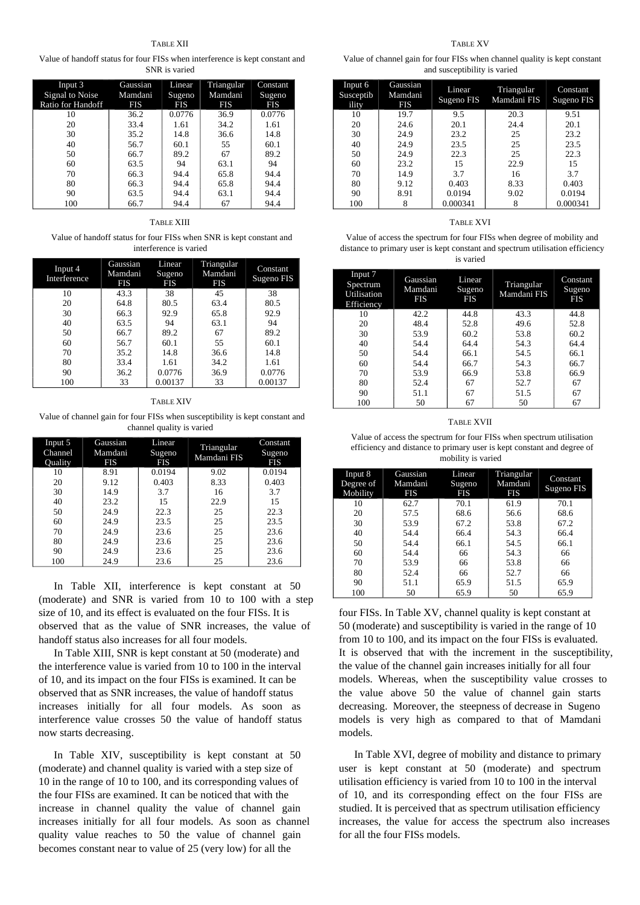TABLE XII

Value of handoff status for four FISs when interference is kept constant and SNR is varied

| Input 3 Signal to Noise Ratio for Handoff | Gaussian Mamdani FIS | Linear Sugeno FIS | Triangular Mamdani FIS | Constant Sugeno FIS |
|---|---|---|---|---|
| 10 | 36.2 | 0.0776 | 36.9 | 0.0776 |
| 20 | 33.4 | 1.61 | 34.2 | 1.61 |
| 30 | 35.2 | 14.8 | 36.6 | 14.8 |
| 40 | 56.7 | 60.1 | 55 | 60.1 |
| 50 | 66.7 | 89.2 | 67 | 89.2 |
| 60 | 63.5 | 94 | 63.1 | 94 |
| 70 | 66.3 | 94.4 | 65.8 | 94.4 |
| 80 | 66.3 | 94.4 | 65.8 | 94.4 |
| 90 | 63.5 | 94.4 | 63.1 | 94.4 |
| 100 | 66.7 | 94.4 | 67 | 94.4 |

TABLE XIII

Value of handoff status for four FISs when SNR is kept constant and interference is varied

| Input 4 Interference | Gaussian Mamdani FIS | Linear Sugeno FIS | Triangular Mamdani FIS | Constant Sugeno FIS |
|---|---|---|---|---|
| 10 | 43.3 | 38 | 45 | 38 |
| 20 | 64.8 | 80.5 | 63.4 | 80.5 |
| 30 | 66.3 | 92.9 | 65.8 | 92.9 |
| 40 | 63.5 | 94 | 63.1 | 94 |
| 50 | 66.7 | 89.2 | 67 | 89.2 |
| 60 | 56.7 | 60.1 | 55 | 60.1 |
| 70 | 35.2 | 14.8 | 36.6 | 14.8 |
| 80 | 33.4 | 1.61 | 34.2 | 1.61 |
| 90 | 36.2 | 0.0776 | 36.9 | 0.0776 |
| 100 | 33 | 0.00137 | 33 | 0.00137 |

TABLE XIV

Value of channel gain for four FISs when susceptibility is kept constant and channel quality is varied

| Input 5 Channel Quality | Gaussian Mamdani FIS | Linear Sugeno FIS | Triangular Mamdani FIS | Constant Sugeno FIS |
|---|---|---|---|---|
| 10 | 8.91 | 0.0194 | 9.02 | 0.0194 |
| 20 | 9.12 | 0.403 | 8.33 | 0.403 |
| 30 | 14.9 | 3.7 | 16 | 3.7 |
| 40 | 23.2 | 15 | 22.9 | 15 |
| 50 | 24.9 | 22.3 | 25 | 22.3 |
| 60 | 24.9 | 23.5 | 25 | 23.5 |
| 70 | 24.9 | 23.6 | 25 | 23.6 |
| 80 | 24.9 | 23.6 | 25 | 23.6 |
| 90 | 24.9 | 23.6 | 25 | 23.6 |
| 100 | 24.9 | 23.6 | 25 | 23.6 |

In Table XII, interference is kept constant at 50 (moderate) and SNR is varied from 10 to 100 with a step size of 10, and its effect is evaluated on the four FISs. It is observed that as the value of SNR increases, the value of handoff status also increases for all four models.

In Table XIII, SNR is kept constant at 50 (moderate) and the interference value is varied from 10 to 100 in the interval of 10, and its impact on the four FISs is examined. It can be observed that as SNR increases, the value of handoff status increases initially for all four models. As soon as interference value crosses 50 the value of handoff status now starts decreasing.

In Table XIV, susceptibility is kept constant at 50 (moderate) and channel quality is varied with a step size of 10 in the range of 10 to 100, and its corresponding values of the four FISs are examined. It can be noticed that with the increase in channel quality the value of channel gain increases initially for all four models. As soon as channel quality value reaches to 50 the value of channel gain becomes constant near to value of 25 (very low) for all the four FISs. In Table XV, channel quality is kept constant at 50 (moderate) and susceptibility is varied in the range of 10 from 10 to 100, and its impact on the four FISs is evaluated. It is observed that with the increment in the susceptibility, the value of the channel gain increases initially for all four models. Whereas, when the susceptibility value crosses to the value above 50 the value of channel gain starts decreasing. Moreover, the steepness of decrease in Sugeno models is very high as compared to that of Mamdani models.

TABLE XV

Value of channel gain for four FISs when channel quality is kept constant and susceptibility is varied

| Input 6 Susceptibility | Gaussian Mamdani FIS | Linear Sugeno FIS | Triangular Mamdani FIS | Constant Sugeno FIS |
|---|---|---|---|---|
| 10 | 19.7 | 9.5 | 20.3 | 9.51 |
| 20 | 24.6 | 20.1 | 24.4 | 20.1 |
| 30 | 24.9 | 23.2 | 25 | 23.2 |
| 40 | 24.9 | 23.5 | 25 | 23.5 |
| 50 | 24.9 | 22.3 | 25 | 22.3 |
| 60 | 23.2 | 15 | 22.9 | 15 |
| 70 | 14.9 | 3.7 | 16 | 3.7 |
| 80 | 9.12 | 0.403 | 8.33 | 0.403 |
| 90 | 8.91 | 0.0194 | 9.02 | 0.0194 |
| 100 | 8 | 0.000341 | 8 | 0.000341 |

TABLE XVI

Value of access the spectrum for four FISs when degree of mobility and distance to primary user is kept constant and spectrum utilisation efficiency is varied

| Input 7 Spectrum Utilisation Efficiency | Gaussian Mamdani FIS | Linear Sugeno FIS | Triangular Mamdani FIS | Constant Sugeno FIS |
|---|---|---|---|---|
| 10 | 42.2 | 44.8 | 43.3 | 44.8 |
| 20 | 48.4 | 52.8 | 49.6 | 52.8 |
| 30 | 53.9 | 60.2 | 53.8 | 60.2 |
| 40 | 54.4 | 64.4 | 54.3 | 64.4 |
| 50 | 54.4 | 66.1 | 54.5 | 66.1 |
| 60 | 54.4 | 66.7 | 54.3 | 66.7 |
| 70 | 53.9 | 66.9 | 53.8 | 66.9 |
| 80 | 52.4 | 67 | 52.7 | 67 |
| 90 | 51.1 | 67 | 51.5 | 67 |
| 100 | 50 | 67 | 50 | 67 |

TABLE XVII

Value of access the spectrum for four FISs when spectrum utilisation efficiency and distance to primary user is kept constant and degree of mobility is varied

| Input 8 Degree of Mobility | Gaussian Mamdani FIS | Linear Sugeno FIS | Triangular Mamdani FIS | Constant Sugeno FIS |
|---|---|---|---|---|
| 10 | 62.7 | 70.1 | 61.9 | 70.1 |
| 20 | 57.5 | 68.6 | 56.6 | 68.6 |
| 30 | 53.9 | 67.2 | 53.8 | 67.2 |
| 40 | 54.4 | 66.4 | 54.3 | 66.4 |
| 50 | 54.4 | 66.1 | 54.5 | 66.1 |
| 60 | 54.4 | 66 | 54.3 | 66 |
| 70 | 53.9 | 66 | 53.8 | 66 |
| 80 | 52.4 | 66 | 52.7 | 66 |
| 90 | 51.1 | 65.9 | 51.5 | 65.9 |
| 100 | 50 | 65.9 | 50 | 65.9 |

In Table XVI, degree of mobility and distance to primary user is kept constant at 50 (moderate) and spectrum utilisation efficiency is varied from 10 to 100 in the interval of 10, and its corresponding effect on the four FISs are studied. It is perceived that as spectrum utilisation efficiency increases, the value for access the spectrum also increases for all the four FISs models.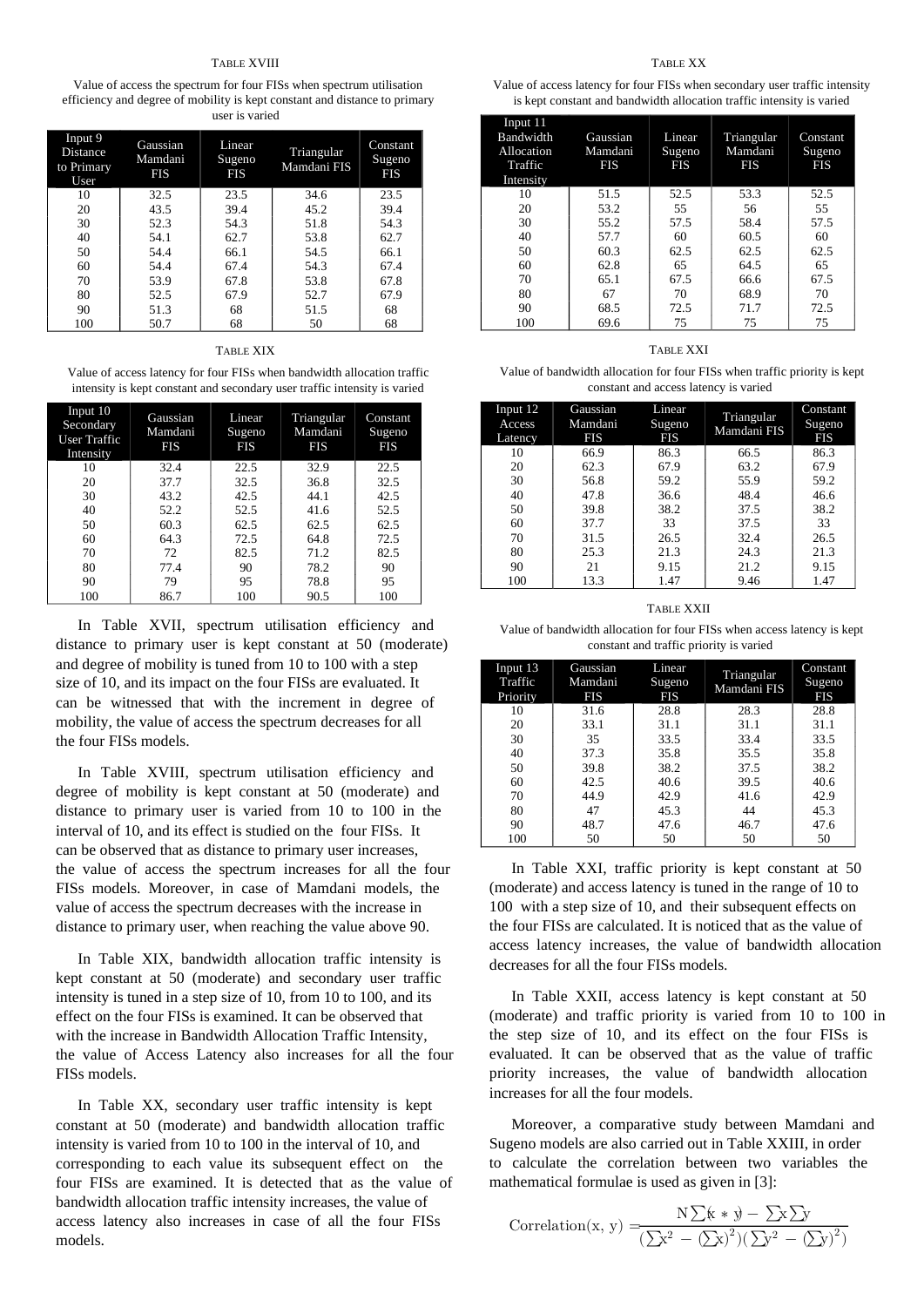TABLE XVIII

Value of access the spectrum for four FISs when spectrum utilisation efficiency and degree of mobility is kept constant and distance to primary user is varied

| Input 9 Distance to Primary User | Gaussian Mamdani FIS | Linear Sugeno FIS | Triangular Mamdani FIS | Constant Sugeno FIS |
|---|---|---|---|---|
| 10 | 32.5 | 23.5 | 34.6 | 23.5 |
| 20 | 43.5 | 39.4 | 45.2 | 39.4 |
| 30 | 52.3 | 54.3 | 51.8 | 54.3 |
| 40 | 54.1 | 62.7 | 53.8 | 62.7 |
| 50 | 54.4 | 66.1 | 54.5 | 66.1 |
| 60 | 54.4 | 67.4 | 54.3 | 67.4 |
| 70 | 53.9 | 67.8 | 53.8 | 67.8 |
| 80 | 52.5 | 67.9 | 52.7 | 67.9 |
| 90 | 51.3 | 68 | 51.5 | 68 |
| 100 | 50.7 | 68 | 50 | 68 |

TABLE XIX

Value of access latency for four FISs when bandwidth allocation traffic intensity is kept constant and secondary user traffic intensity is varied

| Input 10 Secondary User Traffic Intensity | Gaussian Mamdani FIS | Linear Sugeno FIS | Triangular Mamdani FIS | Constant Sugeno FIS |
|---|---|---|---|---|
| 10 | 32.4 | 22.5 | 32.9 | 22.5 |
| 20 | 37.7 | 32.5 | 36.8 | 32.5 |
| 30 | 43.2 | 42.5 | 44.1 | 42.5 |
| 40 | 52.2 | 52.5 | 41.6 | 52.5 |
| 50 | 60.3 | 62.5 | 62.5 | 62.5 |
| 60 | 64.3 | 72.5 | 64.8 | 72.5 |
| 70 | 72 | 82.5 | 71.2 | 82.5 |
| 80 | 77.4 | 90 | 78.2 | 90 |
| 90 | 79 | 95 | 78.8 | 95 |
| 100 | 86.7 | 100 | 90.5 | 100 |

In Table XVII, spectrum utilisation efficiency and distance to primary user is kept constant at 50 (moderate) and degree of mobility is tuned from 10 to 100 with a step size of 10, and its impact on the four FISs are evaluated. It can be witnessed that with the increment in degree of mobility, the value of access the spectrum decreases for all the four FISs models.

In Table XVIII, spectrum utilisation efficiency and degree of mobility is kept constant at 50 (moderate) and distance to primary user is varied from 10 to 100 in the interval of 10, and its effect is studied on the four FISs. It can be observed that as distance to primary user increases, the value of access the spectrum increases for all the four FISs models. Moreover, in case of Mamdani models, the value of access the spectrum decreases with the increase in distance to primary user, when reaching the value above 90.

In Table XIX, bandwidth allocation traffic intensity is kept constant at 50 (moderate) and secondary user traffic intensity is tuned in a step size of 10, from 10 to 100, and its effect on the four FISs is examined. It can be observed that with the increase in Bandwidth Allocation Traffic Intensity, the value of Access Latency also increases for all the four FISs models.

In Table XX, secondary user traffic intensity is kept constant at 50 (moderate) and bandwidth allocation traffic intensity is varied from 10 to 100 in the interval of 10, and corresponding to each value its subsequent effect on the four FISs are examined. It is detected that as the value of bandwidth allocation traffic intensity increases, the value of access latency also increases in case of all the four FISs models.

TABLE XX

Value of access latency for four FISs when secondary user traffic intensity is kept constant and bandwidth allocation traffic intensity is varied

| Input 11 Bandwidth Allocation Traffic Intensity | Gaussian Mamdani FIS | Linear Sugeno FIS | Triangular Mamdani FIS | Constant Sugeno FIS |
|---|---|---|---|---|
| 10 | 51.5 | 52.5 | 53.3 | 52.5 |
| 20 | 53.2 | 55 | 56 | 55 |
| 30 | 55.2 | 57.5 | 58.4 | 57.5 |
| 40 | 57.7 | 60 | 60.5 | 60 |
| 50 | 60.3 | 62.5 | 62.5 | 62.5 |
| 60 | 62.8 | 65 | 64.5 | 65 |
| 70 | 65.1 | 67.5 | 66.6 | 67.5 |
| 80 | 67 | 70 | 68.9 | 70 |
| 90 | 68.5 | 72.5 | 71.7 | 72.5 |
| 100 | 69.6 | 75 | 75 | 75 |

TABLE XXI

Value of bandwidth allocation for four FISs when traffic priority is kept constant and access latency is varied

| Input 12 Access Latency | Gaussian Mamdani FIS | Linear Sugeno FIS | Triangular Mamdani FIS | Constant Sugeno FIS |
|---|---|---|---|---|
| 10 | 66.9 | 86.3 | 66.5 | 86.3 |
| 20 | 62.3 | 67.9 | 63.2 | 67.9 |
| 30 | 56.8 | 59.2 | 55.9 | 59.2 |
| 40 | 47.8 | 36.6 | 48.4 | 46.6 |
| 50 | 39.8 | 38.2 | 37.5 | 38.2 |
| 60 | 37.7 | 33 | 37.5 | 33 |
| 70 | 31.5 | 26.5 | 32.4 | 26.5 |
| 80 | 25.3 | 21.3 | 24.3 | 21.3 |
| 90 | 21 | 9.15 | 21.2 | 9.15 |
| 100 | 13.3 | 1.47 | 9.46 | 1.47 |

TABLE XXII

Value of bandwidth allocation for four FISs when access latency is kept constant and traffic priority is varied

| Input 13 Traffic Priority | Gaussian Mamdani FIS | Linear Sugeno FIS | Triangular Mamdani FIS | Constant Sugeno FIS |
|---|---|---|---|---|
| 10 | 31.6 | 28.8 | 28.3 | 28.8 |
| 20 | 33.1 | 31.1 | 31.1 | 31.1 |
| 30 | 35 | 33.5 | 33.4 | 33.5 |
| 40 | 37.3 | 35.8 | 35.5 | 35.8 |
| 50 | 39.8 | 38.2 | 37.5 | 38.2 |
| 60 | 42.5 | 40.6 | 39.5 | 40.6 |
| 70 | 44.9 | 42.9 | 41.6 | 42.9 |
| 80 | 47 | 45.3 | 44 | 45.3 |
| 90 | 48.7 | 47.6 | 46.7 | 47.6 |
| 100 | 50 | 50 | 50 | 50 |

In Table XXI, traffic priority is kept constant at 50 (moderate) and access latency is tuned in the range of 10 to 100 with a step size of 10, and their subsequent effects on the four FISs are calculated. It is noticed that as the value of access latency increases, the value of bandwidth allocation decreases for all the four FISs models.

In Table XXII, access latency is kept constant at 50 (moderate) and traffic priority is varied from 10 to 100 in the step size of 10, and its effect on the four FISs is evaluated. It can be observed that as the value of traffic priority increases, the value of bandwidth allocation increases for all the four models.

Moreover, a comparative study between Mamdani and Sugeno models are also carried out in Table XXIII, in order to calculate the correlation between two variables the mathematical formulae is used as given in [3]:

$$\text{Correlation}(x, y) = \frac{N\sum(x * y) - \sum x \sum y}{(\sum x^2 - (\sum x)^2)(\sum y^2 - (\sum y)^2)}$$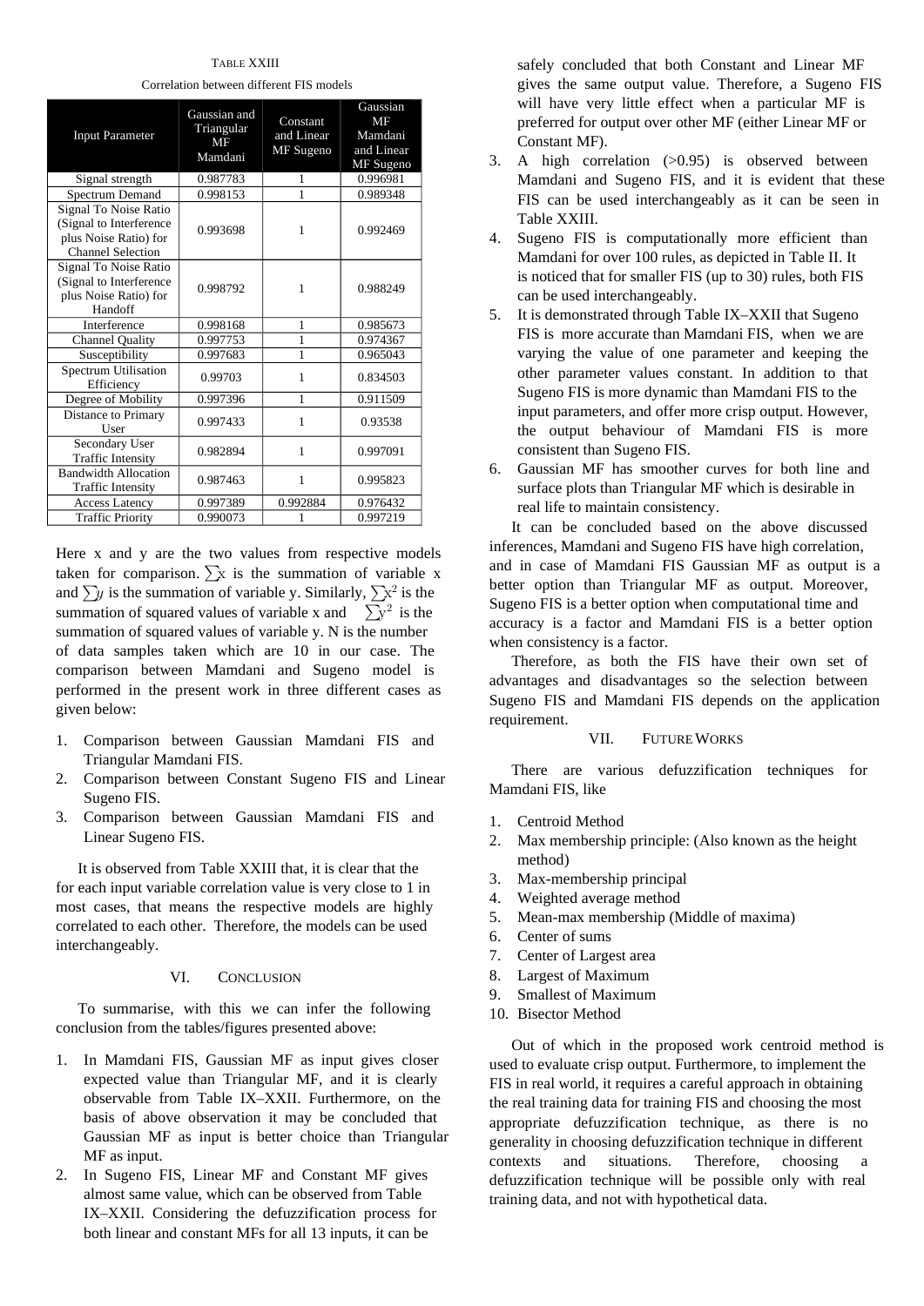TABLE XXIII

Correlation between different FIS models

| Input Parameter | Gaussian and Triangular MF Mamdani | Constant and Linear MF Sugeno | Gaussian MF Mamdani and Linear MF Sugeno |
|---|---|---|---|
| Signal strength | 0.987783 | 1 | 0.996981 |
| Spectrum Demand | 0.998153 | 1 | 0.989348 |
| Signal To Noise Ratio (Signal to Interference plus Noise Ratio) for Channel Selection | 0.993698 | 1 | 0.992469 |
| Signal To Noise Ratio (Signal to Interference plus Noise Ratio) for Handoff | 0.998792 | 1 | 0.988249 |
| Interference | 0.998168 | 1 | 0.985673 |
| Channel Quality | 0.997753 | 1 | 0.974367 |
| Susceptibility | 0.997683 | 1 | 0.965043 |
| Spectrum Utilisation Efficiency | 0.99703 | 1 | 0.834503 |
| Degree of Mobility | 0.997396 | 1 | 0.911509 |
| Distance to Primary User | 0.997433 | 1 | 0.93538 |
| Secondary User Traffic Intensity | 0.982894 | 1 | 0.997091 |
| Bandwidth Allocation Traffic Intensity | 0.987463 | 1 | 0.995823 |
| Access Latency | 0.997389 | 0.992884 | 0.976432 |
| Traffic Priority | 0.990073 | 1 | 0.997219 |

Here x and y are the two values from respective models taken for comparison. $\sum x$ is the summation of variable x and $\sum y$ is the summation of variable y. Similarly, $\sum x^2$ is the summation of squared values of variable x and $\sum y^2$ is the summation of squared values of variable y. N is the number of data samples taken which are 10 in our case. The comparison between Mamdani and Sugeno model is performed in the present work in three different cases as given below:

1. Comparison between Gaussian Mamdani FIS and Triangular Mamdani FIS.
2. Comparison between Constant Sugeno FIS and Linear Sugeno FIS.
3. Comparison between Gaussian Mamdani FIS and Linear Sugeno FIS.

It is observed from Table XXIII that, it is clear that the for each input variable correlation value is very close to 1 in most cases, that means the respective models are highly correlated to each other. Therefore, the models can be used interchangeably.

## VI. CONCLUSION

To summarise, with this we can infer the following conclusion from the tables/figures presented above:

1. In Mamdani FIS, Gaussian MF as input gives closer expected value than Triangular MF, and it is clearly observable from Table IX–XXII. Furthermore, on the basis of above observation it may be concluded that Gaussian MF as input is better choice than Triangular MF as input.
2. In Sugeno FIS, Linear MF and Constant MF gives almost same value, which can be observed from Table IX–XXII. Considering the defuzzification process for both linear and constant MFs for all 13 inputs, it can be safely concluded that both Constant and Linear MF gives the same output value. Therefore, a Sugeno FIS will have very little effect when a particular MF is preferred for output over other MF (either Linear MF or Constant MF).
3. A high correlation (>0.95) is observed between Mamdani and Sugeno FIS, and it is evident that these FIS can be used interchangeably as it can be seen in Table XXIII.
4. Sugeno FIS is computationally more efficient than Mamdani for over 100 rules, as depicted in Table II. It is noticed that for smaller FIS (up to 30) rules, both FIS can be used interchangeably.
5. It is demonstrated through Table IX–XXII that Sugeno FIS is more accurate than Mamdani FIS, when we are varying the value of one parameter and keeping the other parameter values constant. In addition to that Sugeno FIS is more dynamic than Mamdani FIS to the input parameters, and offer more crisp output. However, the output behaviour of Mamdani FIS is more consistent than Sugeno FIS.
6. Gaussian MF has smoother curves for both line and surface plots than Triangular MF which is desirable in real life to maintain consistency.

It can be concluded based on the above discussed inferences, Mamdani and Sugeno FIS have high correlation, and in case of Mamdani FIS Gaussian MF as output is a better option than Triangular MF as output. Moreover, Sugeno FIS is a better option when computational time and accuracy is a factor and Mamdani FIS is a better option when consistency is a factor.

Therefore, as both the FIS have their own set of advantages and disadvantages so the selection between Sugeno FIS and Mamdani FIS depends on the application requirement.

## VII. FUTURE WORKS

There are various defuzzification techniques for Mamdani FIS, like

1. Centroid Method
2. Max membership principle: (Also known as the height method)
3. Max-membership principal
4. Weighted average method
5. Mean-max membership (Middle of maxima)
6. Center of sums
7. Center of Largest area
8. Largest of Maximum
9. Smallest of Maximum
10. Bisector Method

Out of which in the proposed work centroid method is used to evaluate crisp output. Furthermore, to implement the FIS in real world, it requires a careful approach in obtaining the real training data for training FIS and choosing the most appropriate defuzzification technique, as there is no generality in choosing defuzzification technique in different contexts and situations. Therefore, choosing a defuzzification technique will be possible only with real training data, and not with hypothetical data.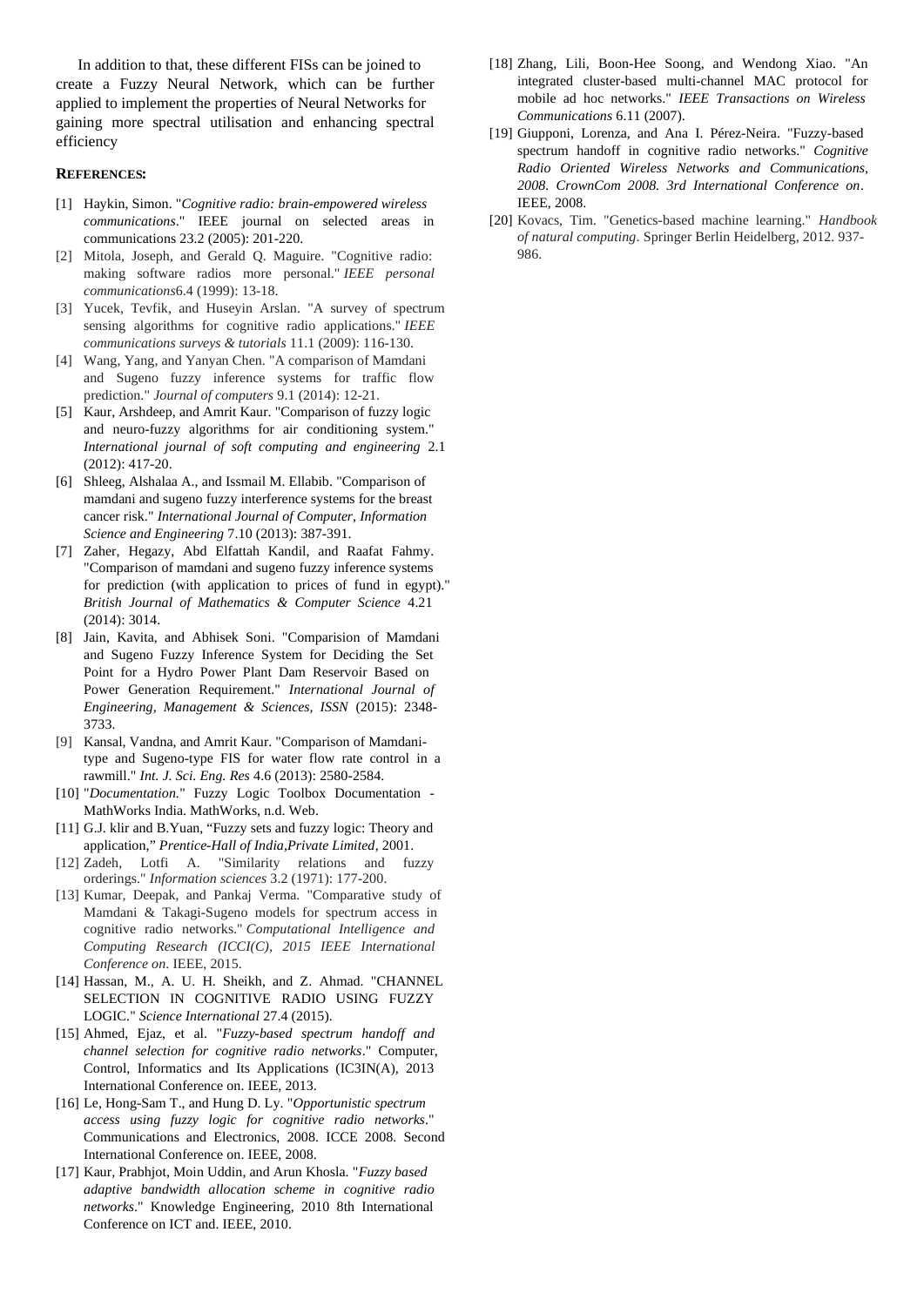In addition to that, these different FISs can be joined to create a Fuzzy Neural Network, which can be further applied to implement the properties of Neural Networks for gaining more spectral utilisation and enhancing spectral efficiency

## REFERENCES:

[1] Haykin, Simon. "*Cognitive radio: brain-empowered wireless communications*." IEEE journal on selected areas in communications 23.2 (2005): 201-220.

[2] Mitola, Joseph, and Gerald Q. Maguire. "Cognitive radio: making software radios more personal." *IEEE personal communications*6.4 (1999): 13-18.

[3] Yucek, Tevfik, and Huseyin Arslan. "A survey of spectrum sensing algorithms for cognitive radio applications." *IEEE communications surveys & tutorials* 11.1 (2009): 116-130.

[4] Wang, Yang, and Yanyan Chen. "A comparison of Mamdani and Sugeno fuzzy inference systems for traffic flow prediction." *Journal of computers* 9.1 (2014): 12-21.

[5] Kaur, Arshdeep, and Amrit Kaur. "Comparison of fuzzy logic and neuro-fuzzy algorithms for air conditioning system." *International journal of soft computing and engineering* 2.1 (2012): 417-20.

[6] Shleeg, Alshalaa A., and Issmail M. Ellabib. "Comparison of mamdani and sugeno fuzzy interference systems for the breast cancer risk." *International Journal of Computer, Information Science and Engineering* 7.10 (2013): 387-391.

[7] Zaher, Hegazy, Abd Elfattah Kandil, and Raafat Fahmy. "Comparison of mamdani and sugeno fuzzy inference systems for prediction (with application to prices of fund in egypt)." *British Journal of Mathematics & Computer Science* 4.21 (2014): 3014.

[8] Jain, Kavita, and Abhisek Soni. "Comparision of Mamdani and Sugeno Fuzzy Inference System for Deciding the Set Point for a Hydro Power Plant Dam Reservoir Based on Power Generation Requirement." *International Journal of Engineering, Management & Sciences, ISSN* (2015): 2348-3733.

[9] Kansal, Vandna, and Amrit Kaur. "Comparison of Mamdani-type and Sugeno-type FIS for water flow rate control in a rawmill." *Int. J. Sci. Eng. Res* 4.6 (2013): 2580-2584.

[10] "*Documentation.*" Fuzzy Logic Toolbox Documentation - MathWorks India. MathWorks, n.d. Web.

[11] G.J. klir and B.Yuan, "Fuzzy sets and fuzzy logic: Theory and application," *Prentice-Hall of India,Private Limited*, 2001.

[12] Zadeh, Lotfi A. "Similarity relations and fuzzy orderings." *Information sciences* 3.2 (1971): 177-200.

[13] Kumar, Deepak, and Pankaj Verma. "Comparative study of Mamdani & Takagi-Sugeno models for spectrum access in cognitive radio networks." *Computational Intelligence and Computing Research (ICCI(C), 2015 IEEE International Conference on*. IEEE, 2015.

[14] Hassan, M., A. U. H. Sheikh, and Z. Ahmad. "CHANNEL SELECTION IN COGNITIVE RADIO USING FUZZY LOGIC." *Science International* 27.4 (2015).

[15] Ahmed, Ejaz, et al. "*Fuzzy-based spectrum handoff and channel selection for cognitive radio networks*." Computer, Control, Informatics and Its Applications (IC3IN(A), 2013 International Conference on. IEEE, 2013.

[16] Le, Hong-Sam T., and Hung D. Ly. "*Opportunistic spectrum access using fuzzy logic for cognitive radio networks*." Communications and Electronics, 2008. ICCE 2008. Second International Conference on. IEEE, 2008.

[17] Kaur, Prabhjot, Moin Uddin, and Arun Khosla. "*Fuzzy based adaptive bandwidth allocation scheme in cognitive radio networks*." Knowledge Engineering, 2010 8th International Conference on ICT and. IEEE, 2010.

[18] Zhang, Lili, Boon-Hee Soong, and Wendong Xiao. "An integrated cluster-based multi-channel MAC protocol for mobile ad hoc networks." *IEEE Transactions on Wireless Communications* 6.11 (2007).

[19] Giupponi, Lorenza, and Ana I. Pérez-Neira. "Fuzzy-based spectrum handoff in cognitive radio networks." *Cognitive Radio Oriented Wireless Networks and Communications, 2008. CrownCom 2008. 3rd International Conference on*. IEEE, 2008.

[20] Kovacs, Tim. "Genetics-based machine learning." *Handbook of natural computing*. Springer Berlin Heidelberg, 2012. 937-986.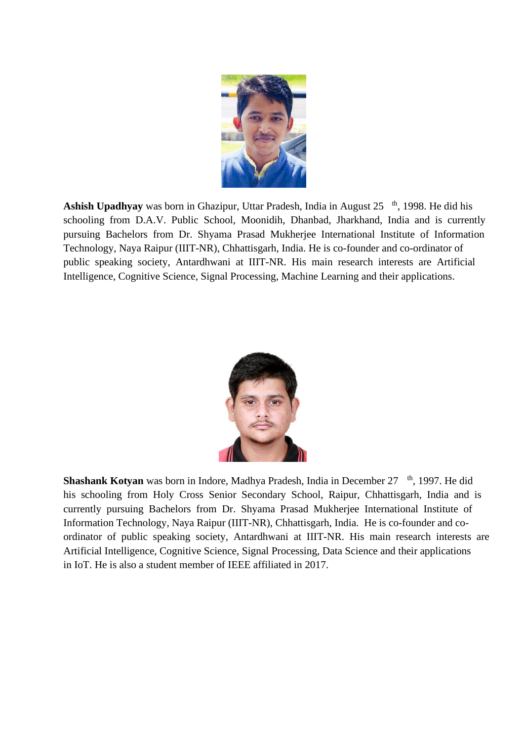**Ashish Upadhyay** was born in Ghazipur, Uttar Pradesh, India in August 25 th, 1998. He did his schooling from D.A.V. Public School, Moonidih, Dhanbad, Jharkhand, India and is currently pursuing Bachelors from Dr. Shyama Prasad Mukherjee International Institute of Information Technology, Naya Raipur (IIIT-NR), Chhattisgarh, India. He is co-founder and co-ordinator of public speaking society, Antardhwani at IIIT-NR. His main research interests are Artificial Intelligence, Cognitive Science, Signal Processing, Machine Learning and their applications.

**Shashank Kotyan** was born in Indore, Madhya Pradesh, India in December 27 th, 1997. He did his schooling from Holy Cross Senior Secondary School, Raipur, Chhattisgarh, India and is currently pursuing Bachelors from Dr. Shyama Prasad Mukherjee International Institute of Information Technology, Naya Raipur (IIIT-NR), Chhattisgarh, India. He is co-founder and co-ordinator of public speaking society, Antardhwani at IIIT-NR. His main research interests are Artificial Intelligence, Cognitive Science, Signal Processing, Data Science and their applications in IoT. He is also a student member of IEEE affiliated in 2017.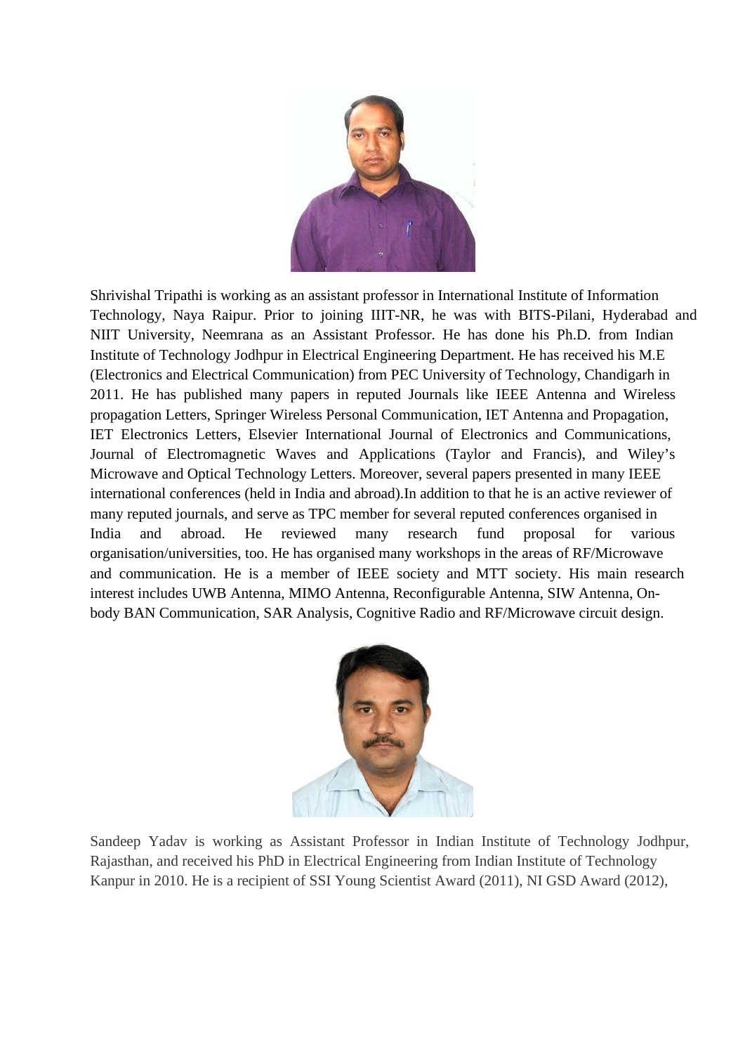Shrivishal Tripathi is working as an assistant professor in International Institute of Information Technology, Naya Raipur. Prior to joining IIIT-NR, he was with BITS-Pilani, Hyderabad and NIIT University, Neemrana as an Assistant Professor. He has done his Ph.D. from Indian Institute of Technology Jodhpur in Electrical Engineering Department. He has received his M.E (Electronics and Electrical Communication) from PEC University of Technology, Chandigarh in 2011. He has published many papers in reputed Journals like IEEE Antenna and Wireless propagation Letters, Springer Wireless Personal Communication, IET Antenna and Propagation, IET Electronics Letters, Elsevier International Journal of Electronics and Communications, Journal of Electromagnetic Waves and Applications (Taylor and Francis), and Wiley's Microwave and Optical Technology Letters. Moreover, several papers presented in many IEEE international conferences (held in India and abroad).In addition to that he is an active reviewer of many reputed journals, and serve as TPC member for several reputed conferences organised in India and abroad. He reviewed many research fund proposal for various organisation/universities, too. He has organised many workshops in the areas of RF/Microwave and communication. He is a member of IEEE society and MTT society. His main research interest includes UWB Antenna, MIMO Antenna, Reconfigurable Antenna, SIW Antenna, On-body BAN Communication, SAR Analysis, Cognitive Radio and RF/Microwave circuit design.

Sandeep Yadav is working as Assistant Professor in Indian Institute of Technology Jodhpur, Rajasthan, and received his PhD in Electrical Engineering from Indian Institute of Technology Kanpur in 2010. He is a recipient of SSI Young Scientist Award (2011), NI GSD Award (2012),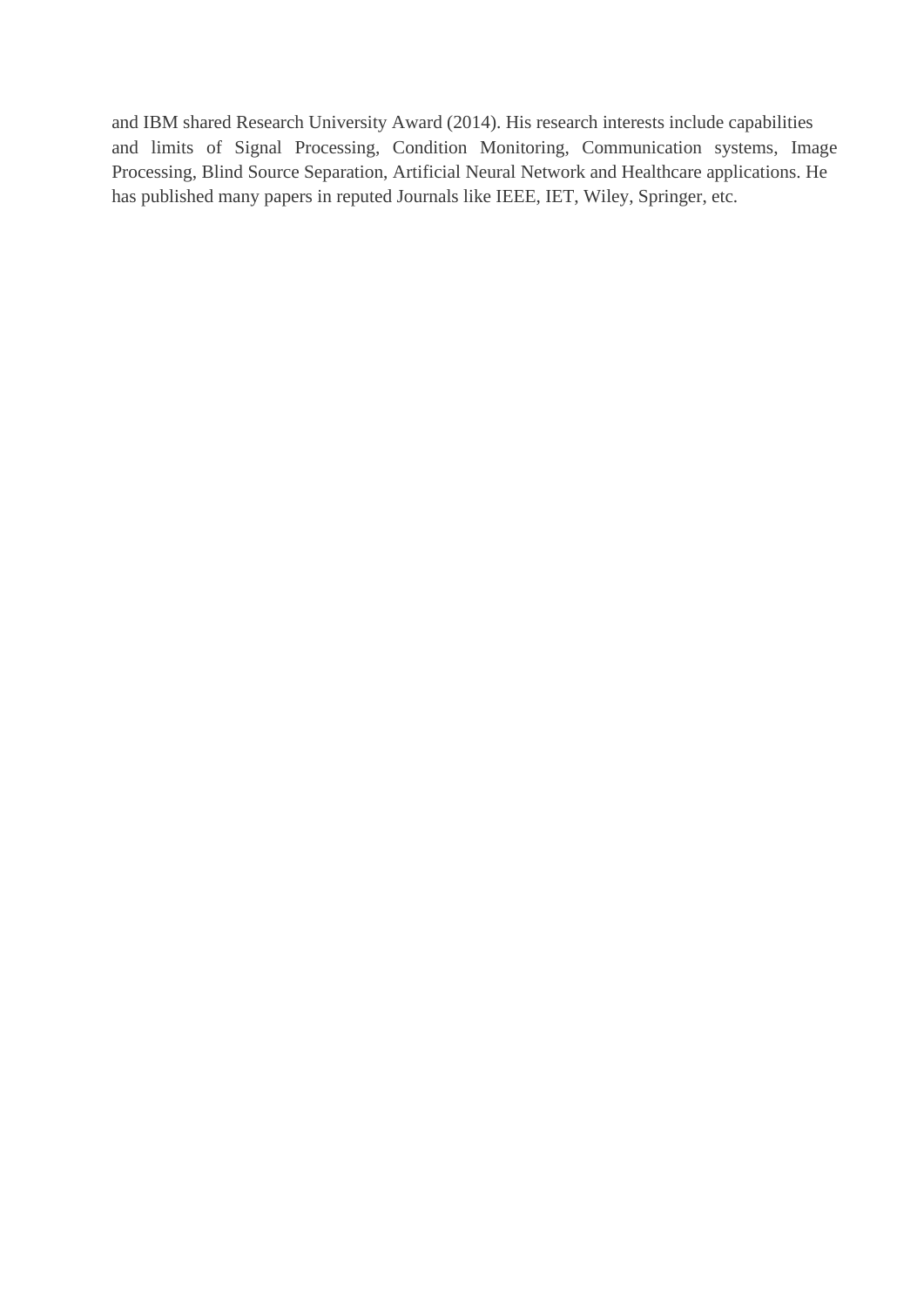and IBM shared Research University Award (2014). His research interests include capabilities and limits of Signal Processing, Condition Monitoring, Communication systems, Image Processing, Blind Source Separation, Artificial Neural Network and Healthcare applications. He has published many papers in reputed Journals like IEEE, IET, Wiley, Springer, etc.